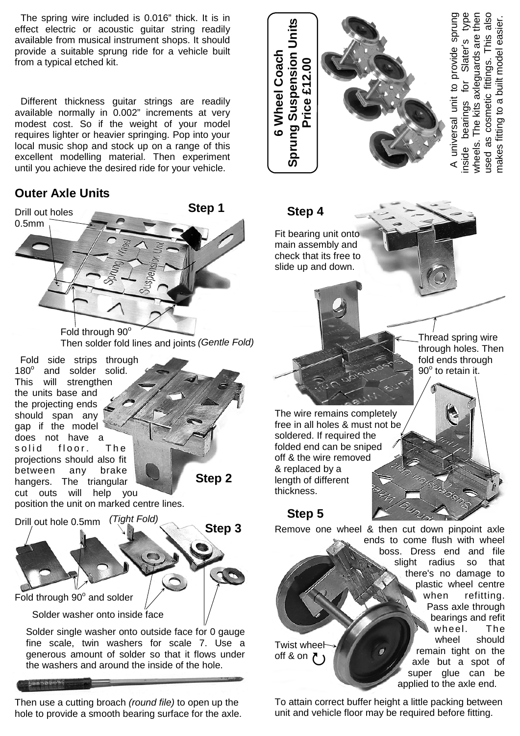The spring wire included is 0.016" thick. It is in effect electric or acoustic guitar string readily available from musical instrument shops. It should provide a suitable sprung ride for a vehicle built from a typical etched kit.

Different thickness guitar strings are readily available normally in 0.002" increments at very modest cost. So if the weight of your model requires lighter or heavier springing. Pop into your local music shop and stock up on a range of this excellent modelling material. Then experiment until you achieve the desired ride for your vehicle.

## 6 Wheel Coach Sprung Suspension Units

**Price £12.00**

A universal unit to provide sprung inside bearings for Slater's type wheels. The kits axleguards are then used as cosmetic fittings. This also makes fitting to a built model easier.

## Outer Axle Units

### Step 1

Drill out holes 0.5mm

Fold through 90° Then solder fold lines and joints *(Gentle Fold)*

### Step 2

Fold side strips through 180° and solder solid. This will strengthen the units base and the projecting ends should span any gap if the model does not have a solid floor. The projections should also fit between any brake hangers. The triangular cut outs will help you position the unit on marked centre lines.

### Step 3

Drill out hole 0.5mm *(Tight Fold)*

Fold through 90° and solder

Solder washer onto inside face

Solder single washer onto outside face for 0 gauge fine scale, twin washers for scale 7. Use a generous amount of solder so that it flows under the washers and around the inside of the hole.

Then use a cutting broach *(round file)* to open up the hole to provide a smooth bearing surface for the axle.

### Step 4

Fit bearing unit onto main assembly and check that its free to slide up and down.

Thread spring wire through holes. Then fold ends through 90° to retain it.

The wire remains completely free in all holes & must not be soldered. If required the folded end can be sniped off & the wire removed & replaced by a length of different thickness.

### Step 5

Remove one wheel & then cut down pinpoint axle ends to come flush with wheel boss. Dress end and file slight radius so that there's no damage to plastic wheel centre when refitting. Pass axle through bearings and refit wheel. The wheel should remain tight on the axle but a spot of super glue can be applied to the axle end.

Twist wheel off & on

To attain correct buffer height a little packing between unit and vehicle floor may be required before fitting.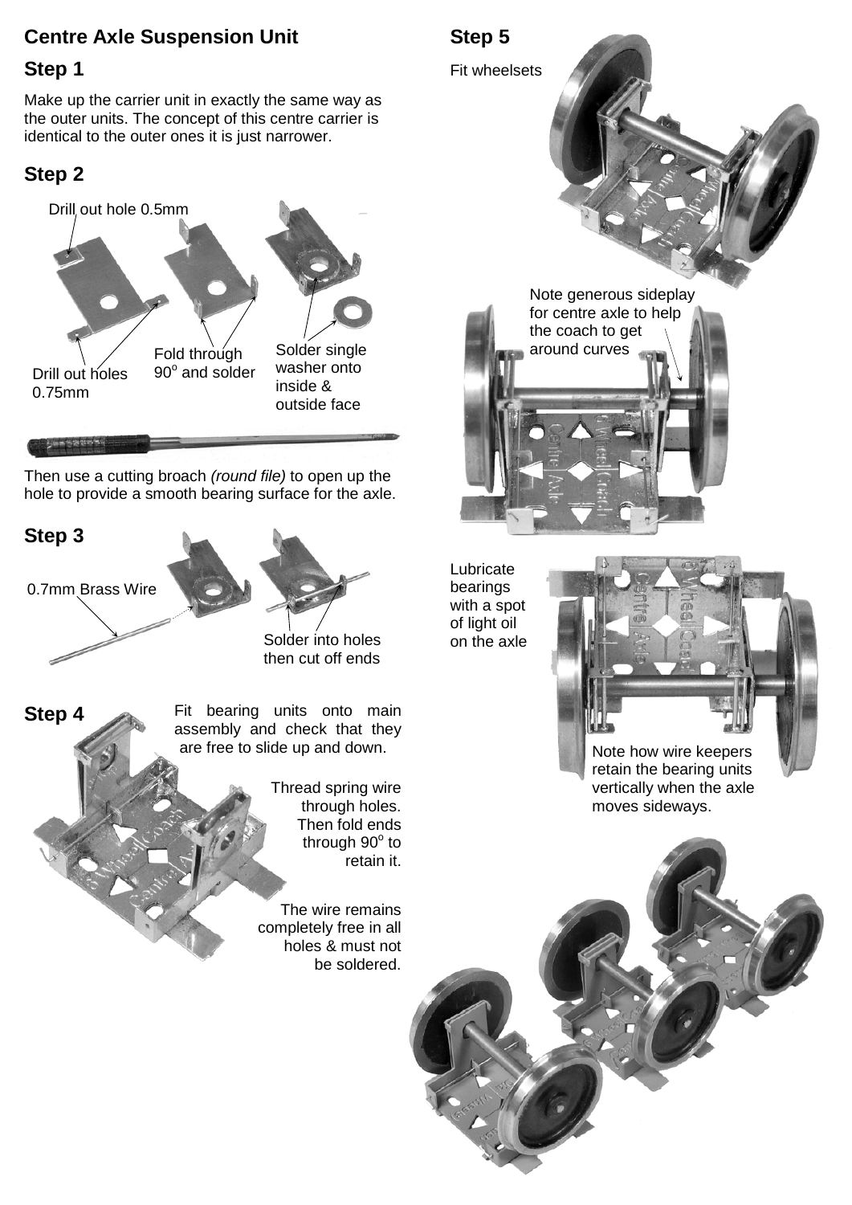## Centre Axle Suspension Unit

### Step 1

Make up the carrier unit in exactly the same way as the outer units. The concept of this centre carrier is identical to the outer ones it is just narrower.

### Step 2

Drill out hole 0.5mm

Drill out holes 0.75mm

Fold through 90$^{o}$ and solder

Solder single washer onto inside & outside face

Then use a cutting broach *(round file)* to open up the hole to provide a smooth bearing surface for the axle.

### Step 3

0.7mm Brass Wire

Solder into holes then cut off ends

### Step 4

Fit bearing units onto main assembly and check that they are free to slide up and down.

Thread spring wire through holes. Then fold ends through 90$^{o}$ to retain it.

The wire remains completely free in all holes & must not be soldered.

### Step 5

Fit wheelsets

Note generous sideplay for centre axle to help the coach to get around curves

Lubricate bearings with a spot of light oil on the axle

Note how wire keepers retain the bearing units vertically when the axle moves sideways.